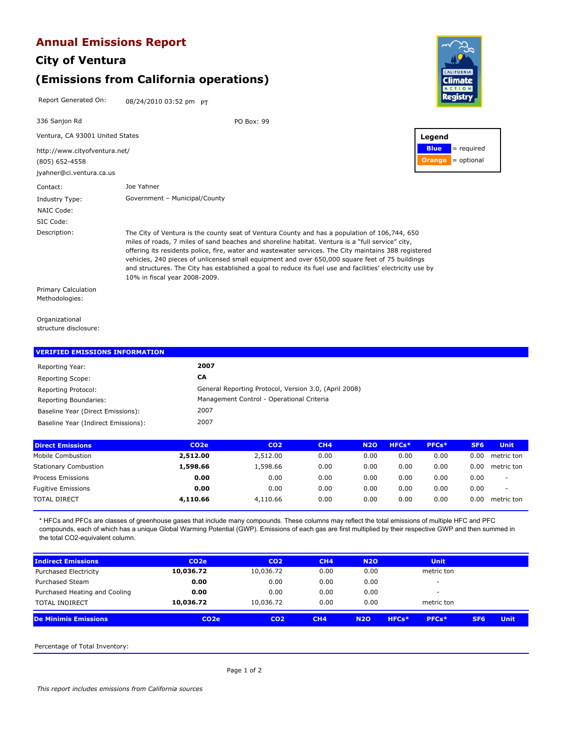# Annual Emissions Report

## City of Ventura

## (Emissions from California operations)

Report Generated On: 08/24/2010 03:52 pm PT

336 Sanjon Rd

PO Box: 99

Ventura, CA 93001 United States

http://www.cityofventura.net/

(805) 652-4558

jyahner@ci.ventura.ca.us

**Legend**

**Blue** = required

**Orange** = optional

Contact: Joe Yahner

Industry Type: Government – Municipal/County

NAIC Code:

SIC Code:

Description: The City of Ventura is the county seat of Ventura County and has a population of 106,744, 650 miles of roads, 7 miles of sand beaches and shoreline habitat. Ventura is a "full service" city, offering its residents police, fire, water and wastewater services. The City maintains 388 registered vehicles, 240 pieces of unlicensed small equipment and over 650,000 square feet of 75 buildings and structures. The City has established a goal to reduce its fuel use and facilities' electricity use by 10% in fiscal year 2008-2009.

Primary Calculation Methodologies:

Organizational structure disclosure:

### VERIFIED EMISSIONS INFORMATION

| | |
|---|---|
| Reporting Year: | **2007** |
| Reporting Scope: | **CA** |
| Reporting Protocol: | General Reporting Protocol, Version 3.0, (April 2008) |
| Reporting Boundaries: | Management Control - Operational Criteria |
| Baseline Year (Direct Emissions): | 2007 |
| Baseline Year (Indirect Emissions): | 2007 |

| Direct Emissions | CO2e | CO2 | CH4 | N2O | HFCs* | PFCs* | SF6 | Unit |
|---|---|---|---|---|---|---|---|---|
| Mobile Combustion | **2,512.00** | 2,512.00 | 0.00 | 0.00 | 0.00 | 0.00 | 0.00 | metric ton |
| Stationary Combustion | **1,598.66** | 1,598.66 | 0.00 | 0.00 | 0.00 | 0.00 | 0.00 | metric ton |
| Process Emissions | **0.00** | 0.00 | 0.00 | 0.00 | 0.00 | 0.00 | 0.00 | - |
| Fugitive Emissions | **0.00** | 0.00 | 0.00 | 0.00 | 0.00 | 0.00 | 0.00 | - |
| TOTAL DIRECT | **4,110.66** | 4,110.66 | 0.00 | 0.00 | 0.00 | 0.00 | 0.00 | metric ton |

* HFCs and PFCs are classes of greenhouse gases that include many compounds. These columns may reflect the total emissions of multiple HFC and PFC compounds, each of which has a unique Global Warming Potential (GWP). Emissions of each gas are first multiplied by their respective GWP and then summed in the total CO2-equivalent column.

| Indirect Emissions | CO2e | CO2 | CH4 | N2O | Unit |
|---|---|---|---|---|---|
| Purchased Electricity | **10,036.72** | 10,036.72 | 0.00 | 0.00 | metric ton |
| Purchased Steam | **0.00** | 0.00 | 0.00 | 0.00 | - |
| Purchased Heating and Cooling | **0.00** | 0.00 | 0.00 | 0.00 | - |
| TOTAL INDIRECT | **10,036.72** | 10,036.72 | 0.00 | 0.00 | metric ton |

| De Minimis Emissions | CO2e | CO2 | CH4 | N2O | HFCs* | PFCs* | SF6 | Unit |
|---|---|---|---|---|---|---|---|---|

Percentage of Total Inventory:

*This report includes emissions from California sources*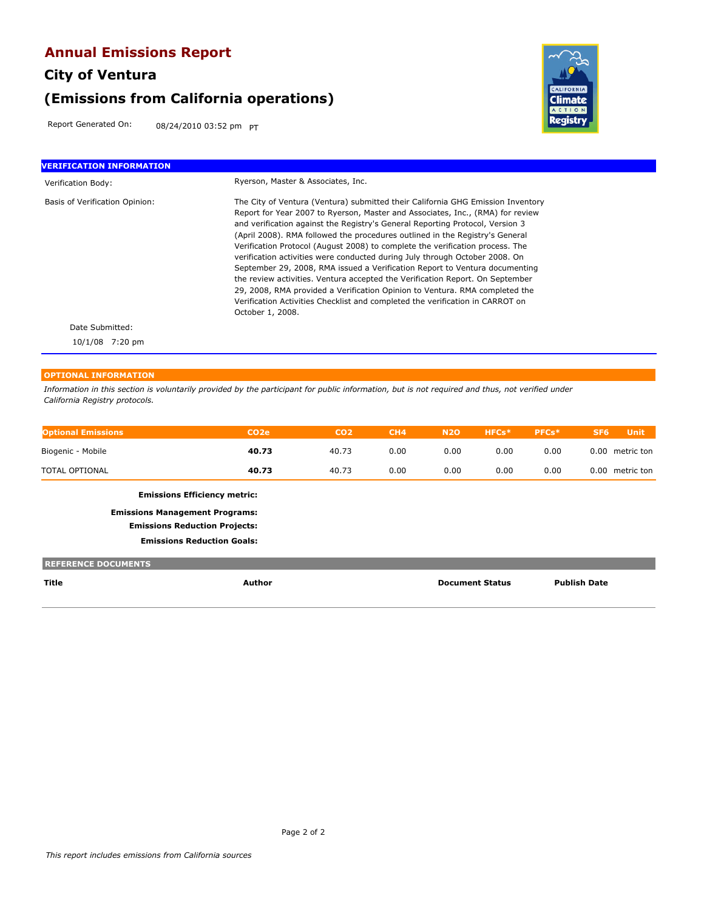# Annual Emissions Report

## City of Ventura

## (Emissions from California operations)

Report Generated On: 08/24/2010 03:52 pm PT

### VERIFICATION INFORMATION

Verification Body: Ryerson, Master & Associates, Inc.

Basis of Verification Opinion: The City of Ventura (Ventura) submitted their California GHG Emission Inventory Report for Year 2007 to Ryerson, Master and Associates, Inc., (RMA) for review and verification against the Registry's General Reporting Protocol, Version 3 (April 2008). RMA followed the procedures outlined in the Registry's General Verification Protocol (August 2008) to complete the verification process. The verification activities were conducted during July through October 2008. On September 29, 2008, RMA issued a Verification Report to Ventura documenting the review activities. Ventura accepted the Verification Report. On September 29, 2008, RMA provided a Verification Opinion to Ventura. RMA completed the Verification Activities Checklist and completed the verification in CARROT on October 1, 2008.

Date Submitted:

10/1/08 7:20 pm

### OPTIONAL INFORMATION

*Information in this section is voluntarily provided by the participant for public information, but is not required and thus, not verified under California Registry protocols.*

| Optional Emissions | CO2e | CO2 | CH4 | N2O | HFCs* | PFCs* | SF6 | Unit |
|---|---|---|---|---|---|---|---|---|
| Biogenic - Mobile | **40.73** | 40.73 | 0.00 | 0.00 | 0.00 | 0.00 | 0.00 | metric ton |
| TOTAL OPTIONAL | **40.73** | 40.73 | 0.00 | 0.00 | 0.00 | 0.00 | 0.00 | metric ton |

**Emissions Efficiency metric:**

**Emissions Management Programs:**

**Emissions Reduction Projects:**

**Emissions Reduction Goals:**

### REFERENCE DOCUMENTS

| Title | Author | Document Status | Publish Date |
|---|---|---|---|

*This report includes emissions from California sources*